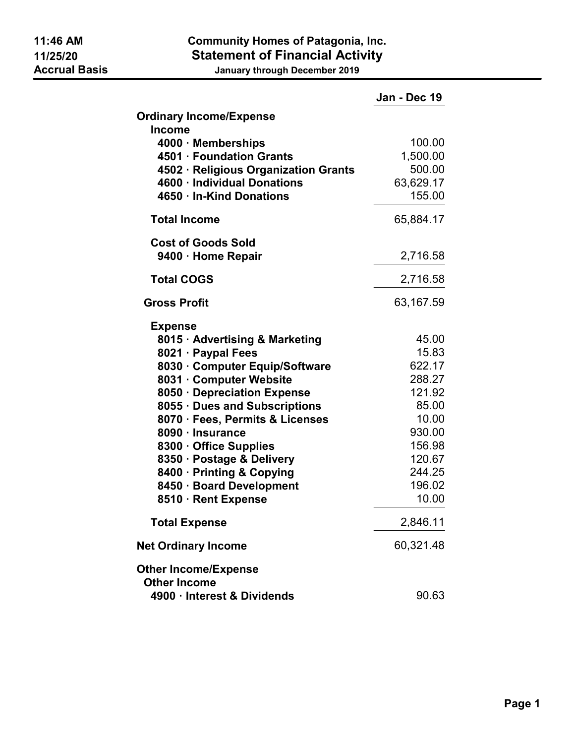11:46 AM
11/25/20
Accrual Basis

# Community Homes of Patagonia, Inc.
## Statement of Financial Activity
### January through December 2019

| | Jan - Dec 19 |
|---|---|
| **Ordinary Income/Expense** | |
| **Income** | |
| **4000 · Memberships** | 100.00 |
| **4501 · Foundation Grants** | 1,500.00 |
| **4502 · Religious Organization Grants** | 500.00 |
| **4600 · Individual Donations** | 63,629.17 |
| **4650 · In-Kind Donations** | 155.00 |
| **Total Income** | 65,884.17 |
| **Cost of Goods Sold** | |
| **9400 · Home Repair** | 2,716.58 |
| **Total COGS** | 2,716.58 |
| **Gross Profit** | 63,167.59 |
| **Expense** | |
| **8015 · Advertising & Marketing** | 45.00 |
| **8021 · Paypal Fees** | 15.83 |
| **8030 · Computer Equip/Software** | 622.17 |
| **8031 · Computer Website** | 288.27 |
| **8050 · Depreciation Expense** | 121.92 |
| **8055 · Dues and Subscriptions** | 85.00 |
| **8070 · Fees, Permits & Licenses** | 10.00 |
| **8090 · Insurance** | 930.00 |
| **8300 · Office Supplies** | 156.98 |
| **8350 · Postage & Delivery** | 120.67 |
| **8400 · Printing & Copying** | 244.25 |
| **8450 · Board Development** | 196.02 |
| **8510 · Rent Expense** | 10.00 |
| **Total Expense** | 2,846.11 |
| **Net Ordinary Income** | 60,321.48 |
| **Other Income/Expense** | |
| **Other Income** | |
| **4900 · Interest & Dividends** | 90.63 |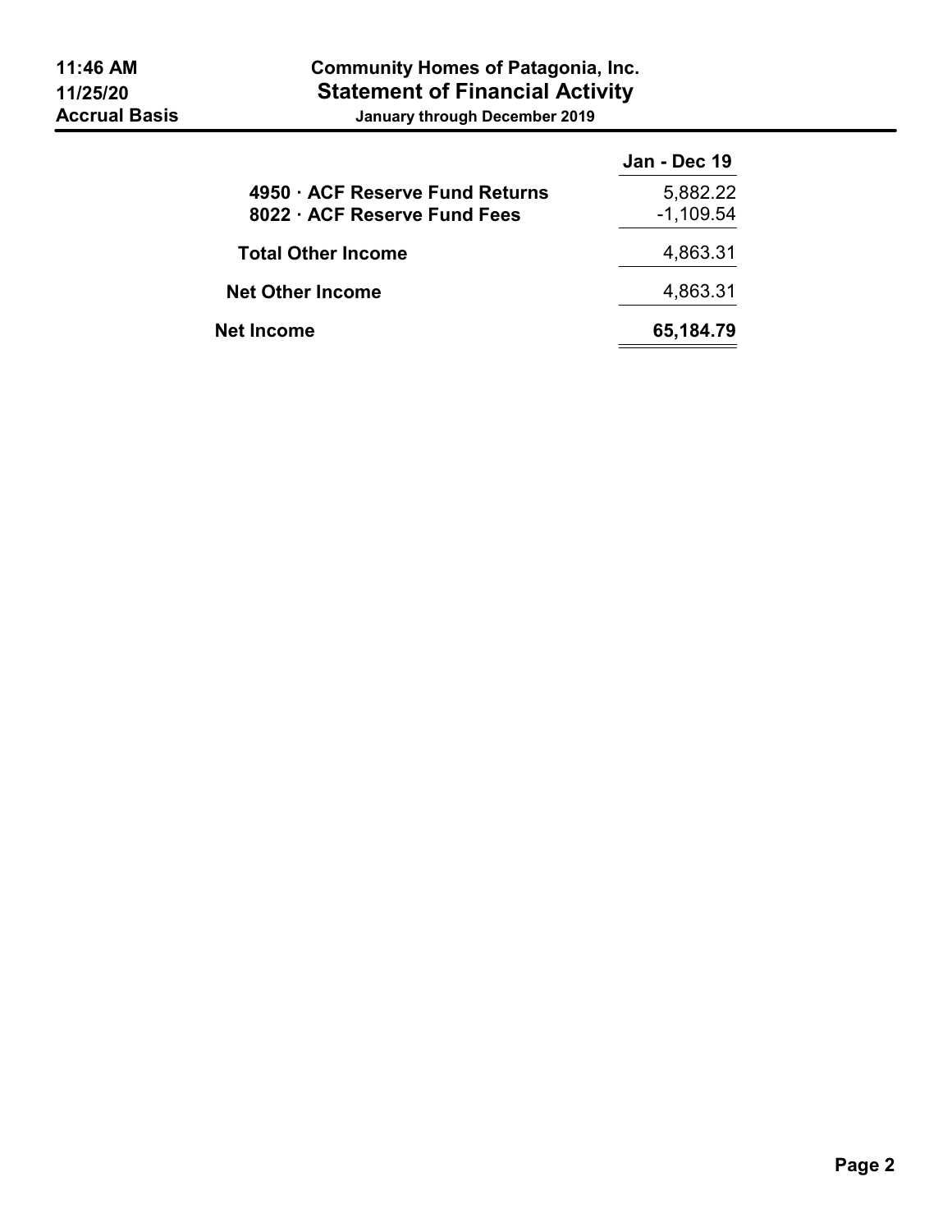| | Jan - Dec 19 |
|---|---|
| 4950 · ACF Reserve Fund Returns | 5,882.22 |
| 8022 · ACF Reserve Fund Fees | -1,109.54 |
| **Total Other Income** | 4,863.31 |
| **Net Other Income** | 4,863.31 |
| **Net Income** | **65,184.79** |